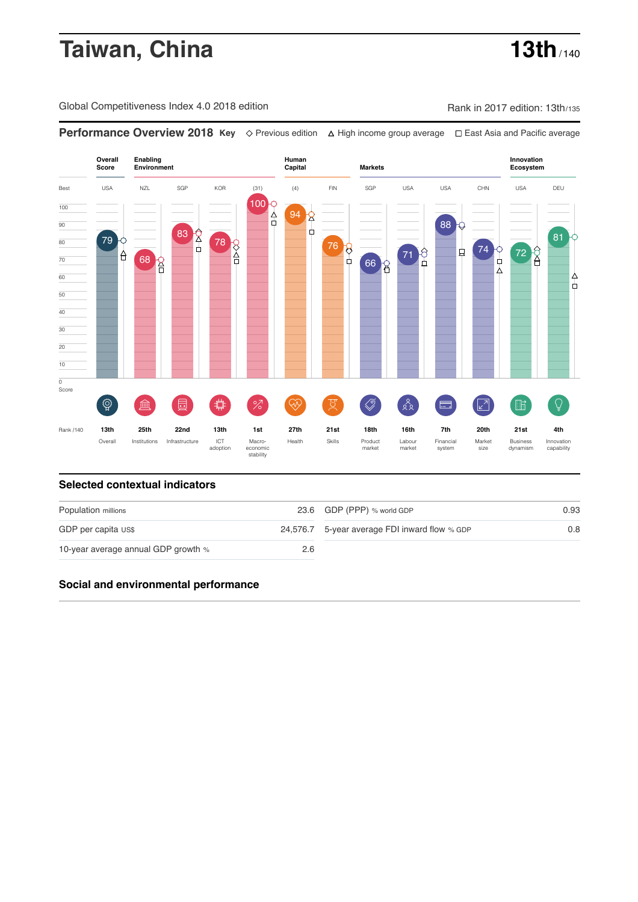# Taiwan, China

**13th** / 140

Global Competitiveness Index 4.0 2018 edition

Rank in 2017 edition: 13th/135

## Performance Overview 2018

**Key** ◇ Previous edition △ High income group average □ East Asia and Pacific average

| | Overall Score | Enabling Environment | | | | Human Capital | | Markets | | | | Innovation Ecosystem | |
|---|---|---|---|---|---|---|---|---|---|---|---|---|---|
| Best | USA | NZL | SGP | KOR | (31) | (4) | FIN | SGP | USA | USA | CHN | USA | DEU |
| Score | 79 | 68 | 83 | 78 | 100 | 94 | 76 | 66 | 71 | 88 | 74 | 72 | 81 |
| Rank /140 | 13th | 25th | 22nd | 13th | 1st | 27th | 21st | 18th | 16th | 7th | 20th | 21st | 4th |
| | Overall | Institutions | Infrastructure | ICT adoption | Macro-economic stability | Health | Skills | Product market | Labour market | Financial system | Market size | Business dynamism | Innovation capability |

## Selected contextual indicators

| | | | |
|---|---|---|---|
| Population millions | 23.6 | GDP (PPP) % world GDP | 0.93 |
| GDP per capita US$ | 24,576.7 | 5-year average FDI inward flow % GDP | 0.8 |
| 10-year average annual GDP growth % | 2.6 | | |

## Social and environmental performance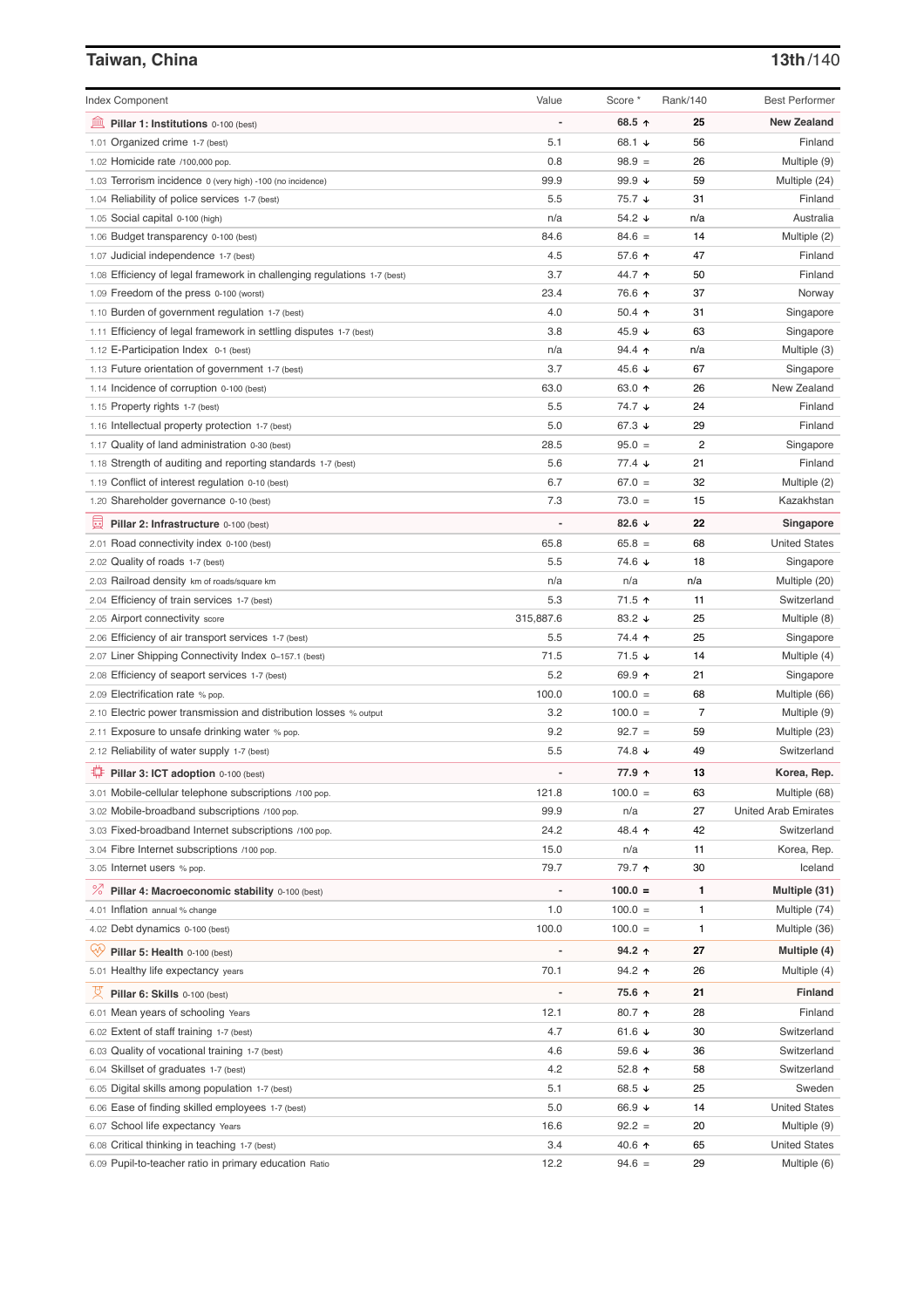## Taiwan, China

**13th**/140

| Index Component | Value | Score * | Rank/140 | Best Performer |
|---|---|---|---|---|
| **Pillar 1: Institutions** 0-100 (best) | - | **68.5 ↑** | **25** | **New Zealand** |
| 1.01 Organized crime 1-7 (best) | 5.1 | 68.1 ↓ | 56 | Finland |
| 1.02 Homicide rate /100,000 pop. | 0.8 | 98.9 = | 26 | Multiple (9) |
| 1.03 Terrorism incidence 0 (very high) -100 (no incidence) | 99.9 | 99.9 ↓ | 59 | Multiple (24) |
| 1.04 Reliability of police services 1-7 (best) | 5.5 | 75.7 ↓ | 31 | Finland |
| 1.05 Social capital 0-100 (high) | n/a | 54.2 ↓ | n/a | Australia |
| 1.06 Budget transparency 0-100 (best) | 84.6 | 84.6 = | 14 | Multiple (2) |
| 1.07 Judicial independence 1-7 (best) | 4.5 | 57.6 ↑ | 47 | Finland |
| 1.08 Efficiency of legal framework in challenging regulations 1-7 (best) | 3.7 | 44.7 ↑ | 50 | Finland |
| 1.09 Freedom of the press 0-100 (worst) | 23.4 | 76.6 ↑ | 37 | Norway |
| 1.10 Burden of government regulation 1-7 (best) | 4.0 | 50.4 ↑ | 31 | Singapore |
| 1.11 Efficiency of legal framework in settling disputes 1-7 (best) | 3.8 | 45.9 ↓ | 63 | Singapore |
| 1.12 E-Participation Index 0-1 (best) | n/a | 94.4 ↑ | n/a | Multiple (3) |
| 1.13 Future orientation of government 1-7 (best) | 3.7 | 45.6 ↓ | 67 | Singapore |
| 1.14 Incidence of corruption 0-100 (best) | 63.0 | 63.0 ↑ | 26 | New Zealand |
| 1.15 Property rights 1-7 (best) | 5.5 | 74.7 ↓ | 24 | Finland |
| 1.16 Intellectual property protection 1-7 (best) | 5.0 | 67.3 ↓ | 29 | Finland |
| 1.17 Quality of land administration 0-30 (best) | 28.5 | 95.0 = | 2 | Singapore |
| 1.18 Strength of auditing and reporting standards 1-7 (best) | 5.6 | 77.4 ↓ | 21 | Finland |
| 1.19 Conflict of interest regulation 0-10 (best) | 6.7 | 67.0 = | 32 | Multiple (2) |
| 1.20 Shareholder governance 0-10 (best) | 7.3 | 73.0 = | 15 | Kazakhstan |
| **Pillar 2: Infrastructure** 0-100 (best) | - | **82.6 ↓** | **22** | **Singapore** |
| 2.01 Road connectivity index 0-100 (best) | 65.8 | 65.8 = | 68 | United States |
| 2.02 Quality of roads 1-7 (best) | 5.5 | 74.6 ↓ | 18 | Singapore |
| 2.03 Railroad density km of roads/square km | n/a | n/a | n/a | Multiple (20) |
| 2.04 Efficiency of train services 1-7 (best) | 5.3 | 71.5 ↑ | 11 | Switzerland |
| 2.05 Airport connectivity score | 315,887.6 | 83.2 ↓ | 25 | Multiple (8) |
| 2.06 Efficiency of air transport services 1-7 (best) | 5.5 | 74.4 ↑ | 25 | Singapore |
| 2.07 Liner Shipping Connectivity Index 0–157.1 (best) | 71.5 | 71.5 ↓ | 14 | Multiple (4) |
| 2.08 Efficiency of seaport services 1-7 (best) | 5.2 | 69.9 ↑ | 21 | Singapore |
| 2.09 Electrification rate % pop. | 100.0 | 100.0 = | 68 | Multiple (66) |
| 2.10 Electric power transmission and distribution losses % output | 3.2 | 100.0 = | 7 | Multiple (9) |
| 2.11 Exposure to unsafe drinking water % pop. | 9.2 | 92.7 = | 59 | Multiple (23) |
| 2.12 Reliability of water supply 1-7 (best) | 5.5 | 74.8 ↓ | 49 | Switzerland |
| **Pillar 3: ICT adoption** 0-100 (best) | - | **77.9 ↑** | **13** | **Korea, Rep.** |
| 3.01 Mobile-cellular telephone subscriptions /100 pop. | 121.8 | 100.0 = | 63 | Multiple (68) |
| 3.02 Mobile-broadband subscriptions /100 pop. | 99.9 | n/a | 27 | United Arab Emirates |
| 3.03 Fixed-broadband Internet subscriptions /100 pop. | 24.2 | 48.4 ↑ | 42 | Switzerland |
| 3.04 Fibre Internet subscriptions /100 pop. | 15.0 | n/a | 11 | Korea, Rep. |
| 3.05 Internet users % pop. | 79.7 | 79.7 ↑ | 30 | Iceland |
| **Pillar 4: Macroeconomic stability** 0-100 (best) | - | **100.0 =** | **1** | **Multiple (31)** |
| 4.01 Inflation annual % change | 1.0 | 100.0 = | 1 | Multiple (74) |
| 4.02 Debt dynamics 0-100 (best) | 100.0 | 100.0 = | 1 | Multiple (36) |
| **Pillar 5: Health** 0-100 (best) | - | **94.2 ↑** | **27** | **Multiple (4)** |
| 5.01 Healthy life expectancy years | 70.1 | 94.2 ↑ | 26 | Multiple (4) |
| **Pillar 6: Skills** 0-100 (best) | - | **75.6 ↑** | **21** | **Finland** |
| 6.01 Mean years of schooling Years | 12.1 | 80.7 ↑ | 28 | Finland |
| 6.02 Extent of staff training 1-7 (best) | 4.7 | 61.6 ↓ | 30 | Switzerland |
| 6.03 Quality of vocational training 1-7 (best) | 4.6 | 59.6 ↓ | 36 | Switzerland |
| 6.04 Skillset of graduates 1-7 (best) | 4.2 | 52.8 ↑ | 58 | Switzerland |
| 6.05 Digital skills among population 1-7 (best) | 5.1 | 68.5 ↓ | 25 | Sweden |
| 6.06 Ease of finding skilled employees 1-7 (best) | 5.0 | 66.9 ↓ | 14 | United States |
| 6.07 School life expectancy Years | 16.6 | 92.2 = | 20 | Multiple (9) |
| 6.08 Critical thinking in teaching 1-7 (best) | 3.4 | 40.6 ↑ | 65 | United States |
| 6.09 Pupil-to-teacher ratio in primary education Ratio | 12.2 | 94.6 = | 29 | Multiple (6) |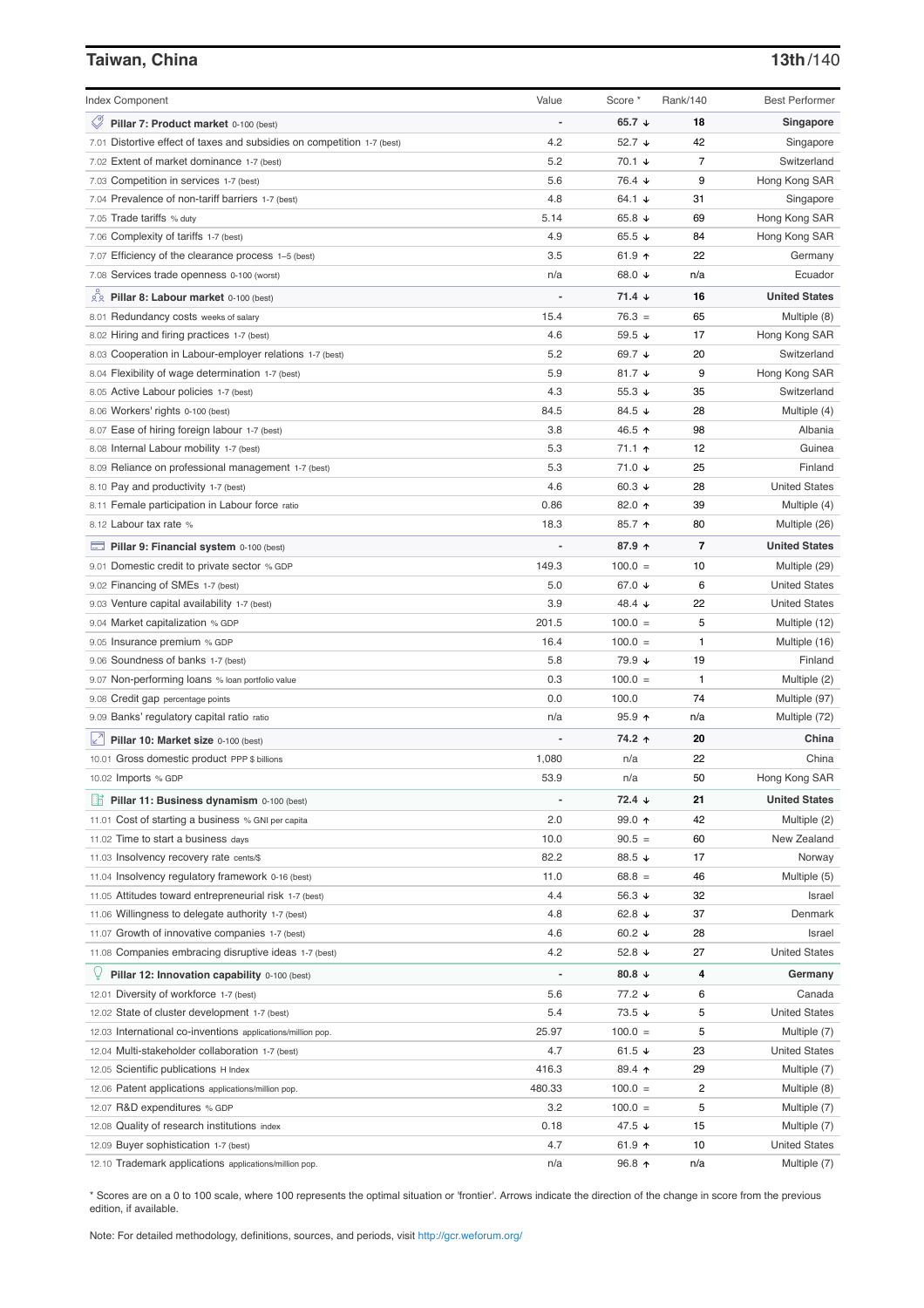## Taiwan, China

**13th**/140

| Index Component | Value | Score * | Rank/140 | Best Performer |
|---|---|---|---|---|
| **Pillar 7: Product market** 0-100 (best) | - | **65.7 ↓** | **18** | **Singapore** |
| 7.01 Distortive effect of taxes and subsidies on competition 1-7 (best) | 4.2 | 52.7 ↓ | 42 | Singapore |
| 7.02 Extent of market dominance 1-7 (best) | 5.2 | 70.1 ↓ | 7 | Switzerland |
| 7.03 Competition in services 1-7 (best) | 5.6 | 76.4 ↓ | 9 | Hong Kong SAR |
| 7.04 Prevalence of non-tariff barriers 1-7 (best) | 4.8 | 64.1 ↓ | 31 | Singapore |
| 7.05 Trade tariffs % duty | 5.14 | 65.8 ↓ | 69 | Hong Kong SAR |
| 7.06 Complexity of tariffs 1-7 (best) | 4.9 | 65.5 ↓ | 84 | Hong Kong SAR |
| 7.07 Efficiency of the clearance process 1–5 (best) | 3.5 | 61.9 ↑ | 22 | Germany |
| 7.08 Services trade openness 0-100 (worst) | n/a | 68.0 ↓ | n/a | Ecuador |
| **Pillar 8: Labour market** 0-100 (best) | - | **71.4 ↓** | **16** | **United States** |
| 8.01 Redundancy costs weeks of salary | 15.4 | 76.3 = | 65 | Multiple (8) |
| 8.02 Hiring and firing practices 1-7 (best) | 4.6 | 59.5 ↓ | 17 | Hong Kong SAR |
| 8.03 Cooperation in Labour-employer relations 1-7 (best) | 5.2 | 69.7 ↓ | 20 | Switzerland |
| 8.04 Flexibility of wage determination 1-7 (best) | 5.9 | 81.7 ↓ | 9 | Hong Kong SAR |
| 8.05 Active Labour policies 1-7 (best) | 4.3 | 55.3 ↓ | 35 | Switzerland |
| 8.06 Workers' rights 0-100 (best) | 84.5 | 84.5 ↓ | 28 | Multiple (4) |
| 8.07 Ease of hiring foreign labour 1-7 (best) | 3.8 | 46.5 ↑ | 98 | Albania |
| 8.08 Internal Labour mobility 1-7 (best) | 5.3 | 71.1 ↑ | 12 | Guinea |
| 8.09 Reliance on professional management 1-7 (best) | 5.3 | 71.0 ↓ | 25 | Finland |
| 8.10 Pay and productivity 1-7 (best) | 4.6 | 60.3 ↓ | 28 | United States |
| 8.11 Female participation in Labour force ratio | 0.86 | 82.0 ↑ | 39 | Multiple (4) |
| 8.12 Labour tax rate % | 18.3 | 85.7 ↑ | 80 | Multiple (26) |
| **Pillar 9: Financial system** 0-100 (best) | - | **87.9 ↑** | **7** | **United States** |
| 9.01 Domestic credit to private sector % GDP | 149.3 | 100.0 = | 10 | Multiple (29) |
| 9.02 Financing of SMEs 1-7 (best) | 5.0 | 67.0 ↓ | 6 | United States |
| 9.03 Venture capital availability 1-7 (best) | 3.9 | 48.4 ↓ | 22 | United States |
| 9.04 Market capitalization % GDP | 201.5 | 100.0 = | 5 | Multiple (12) |
| 9.05 Insurance premium % GDP | 16.4 | 100.0 = | 1 | Multiple (16) |
| 9.06 Soundness of banks 1-7 (best) | 5.8 | 79.9 ↓ | 19 | Finland |
| 9.07 Non-performing loans % loan portfolio value | 0.3 | 100.0 = | 1 | Multiple (2) |
| 9.08 Credit gap percentage points | 0.0 | 100.0 | 74 | Multiple (97) |
| 9.09 Banks' regulatory capital ratio ratio | n/a | 95.9 ↑ | n/a | Multiple (72) |
| **Pillar 10: Market size** 0-100 (best) | - | **74.2 ↑** | **20** | **China** |
| 10.01 Gross domestic product PPP $ billions | 1,080 | n/a | 22 | China |
| 10.02 Imports % GDP | 53.9 | n/a | 50 | Hong Kong SAR |
| **Pillar 11: Business dynamism** 0-100 (best) | - | **72.4 ↓** | **21** | **United States** |
| 11.01 Cost of starting a business % GNI per capita | 2.0 | 99.0 ↑ | 42 | Multiple (2) |
| 11.02 Time to start a business days | 10.0 | 90.5 = | 60 | New Zealand |
| 11.03 Insolvency recovery rate cents/$ | 82.2 | 88.5 ↓ | 17 | Norway |
| 11.04 Insolvency regulatory framework 0-16 (best) | 11.0 | 68.8 = | 46 | Multiple (5) |
| 11.05 Attitudes toward entrepreneurial risk 1-7 (best) | 4.4 | 56.3 ↓ | 32 | Israel |
| 11.06 Willingness to delegate authority 1-7 (best) | 4.8 | 62.8 ↓ | 37 | Denmark |
| 11.07 Growth of innovative companies 1-7 (best) | 4.6 | 60.2 ↓ | 28 | Israel |
| 11.08 Companies embracing disruptive ideas 1-7 (best) | 4.2 | 52.8 ↓ | 27 | United States |
| **Pillar 12: Innovation capability** 0-100 (best) | - | **80.8 ↓** | **4** | **Germany** |
| 12.01 Diversity of workforce 1-7 (best) | 5.6 | 77.2 ↓ | 6 | Canada |
| 12.02 State of cluster development 1-7 (best) | 5.4 | 73.5 ↓ | 5 | United States |
| 12.03 International co-inventions applications/million pop. | 25.97 | 100.0 = | 5 | Multiple (7) |
| 12.04 Multi-stakeholder collaboration 1-7 (best) | 4.7 | 61.5 ↓ | 23 | United States |
| 12.05 Scientific publications H Index | 416.3 | 89.4 ↑ | 29 | Multiple (7) |
| 12.06 Patent applications applications/million pop. | 480.33 | 100.0 = | 2 | Multiple (8) |
| 12.07 R&D expenditures % GDP | 3.2 | 100.0 = | 5 | Multiple (7) |
| 12.08 Quality of research institutions index | 0.18 | 47.5 ↓ | 15 | Multiple (7) |
| 12.09 Buyer sophistication 1-7 (best) | 4.7 | 61.9 ↑ | 10 | United States |
| 12.10 Trademark applications applications/million pop. | n/a | 96.8 ↑ | n/a | Multiple (7) |

* Scores are on a 0 to 100 scale, where 100 represents the optimal situation or 'frontier'. Arrows indicate the direction of the change in score from the previous edition, if available.

Note: For detailed methodology, definitions, sources, and periods, visit http://gcr.weforum.org/